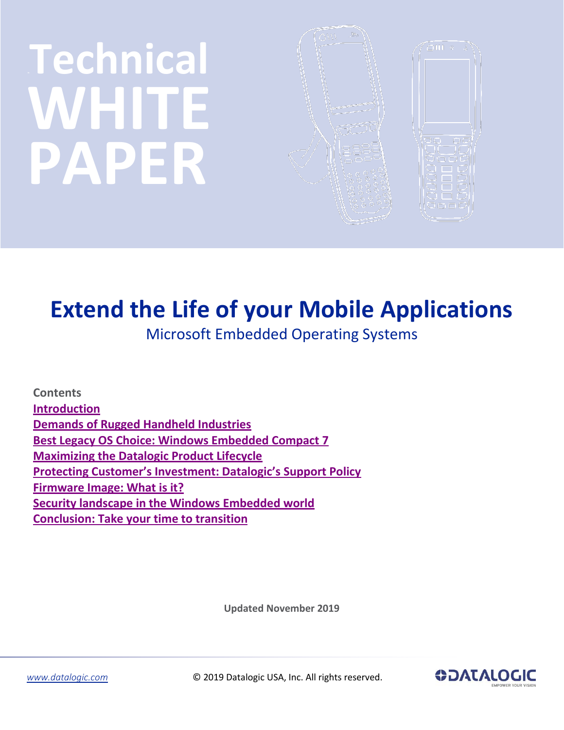# Technical WHITE PAPER

# Extend the Life of your Mobile Applications

## Microsoft Embedded Operating Systems

**Contents**

- Introduction
- Demands of Rugged Handheld Industries
- Best Legacy OS Choice: Windows Embedded Compact 7
- Maximizing the Datalogic Product Lifecycle
- Protecting Customer's Investment: Datalogic's Support Policy
- Firmware Image: What is it?
- Security landscape in the Windows Embedded world
- Conclusion: Take your time to transition

**Updated November 2019**

www.datalogic.com © 2019 Datalogic USA, Inc. All rights reserved.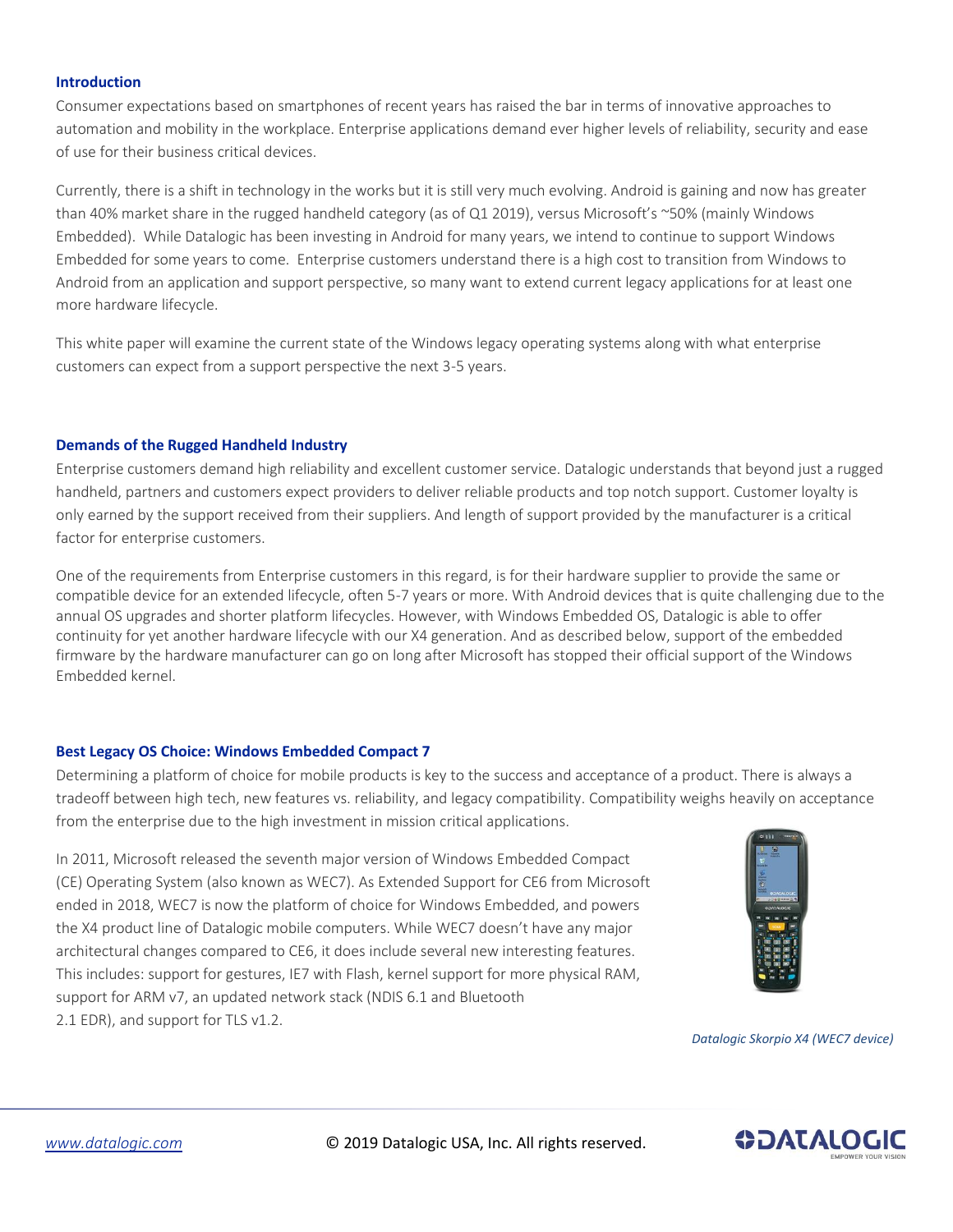## Introduction

Consumer expectations based on smartphones of recent years has raised the bar in terms of innovative approaches to automation and mobility in the workplace. Enterprise applications demand ever higher levels of reliability, security and ease of use for their business critical devices.

Currently, there is a shift in technology in the works but it is still very much evolving. Android is gaining and now has greater than 40% market share in the rugged handheld category (as of Q1 2019), versus Microsoft's ~50% (mainly Windows Embedded). While Datalogic has been investing in Android for many years, we intend to continue to support Windows Embedded for some years to come. Enterprise customers understand there is a high cost to transition from Windows to Android from an application and support perspective, so many want to extend current legacy applications for at least one more hardware lifecycle.

This white paper will examine the current state of the Windows legacy operating systems along with what enterprise customers can expect from a support perspective the next 3-5 years.

## Demands of the Rugged Handheld Industry

Enterprise customers demand high reliability and excellent customer service. Datalogic understands that beyond just a rugged handheld, partners and customers expect providers to deliver reliable products and top notch support. Customer loyalty is only earned by the support received from their suppliers. And length of support provided by the manufacturer is a critical factor for enterprise customers.

One of the requirements from Enterprise customers in this regard, is for their hardware supplier to provide the same or compatible device for an extended lifecycle, often 5-7 years or more. With Android devices that is quite challenging due to the annual OS upgrades and shorter platform lifecycles. However, with Windows Embedded OS, Datalogic is able to offer continuity for yet another hardware lifecycle with our X4 generation. And as described below, support of the embedded firmware by the hardware manufacturer can go on long after Microsoft has stopped their official support of the Windows Embedded kernel.

## Best Legacy OS Choice: Windows Embedded Compact 7

Determining a platform of choice for mobile products is key to the success and acceptance of a product. There is always a tradeoff between high tech, new features vs. reliability, and legacy compatibility. Compatibility weighs heavily on acceptance from the enterprise due to the high investment in mission critical applications.

In 2011, Microsoft released the seventh major version of Windows Embedded Compact (CE) Operating System (also known as WEC7). As Extended Support for CE6 from Microsoft ended in 2018, WEC7 is now the platform of choice for Windows Embedded, and powers the X4 product line of Datalogic mobile computers. While WEC7 doesn't have any major architectural changes compared to CE6, it does include several new interesting features. This includes: support for gestures, IE7 with Flash, kernel support for more physical RAM, support for ARM v7, an updated network stack (NDIS 6.1 and Bluetooth 2.1 EDR), and support for TLS v1.2.

*Datalogic Skorpio X4 (WEC7 device)*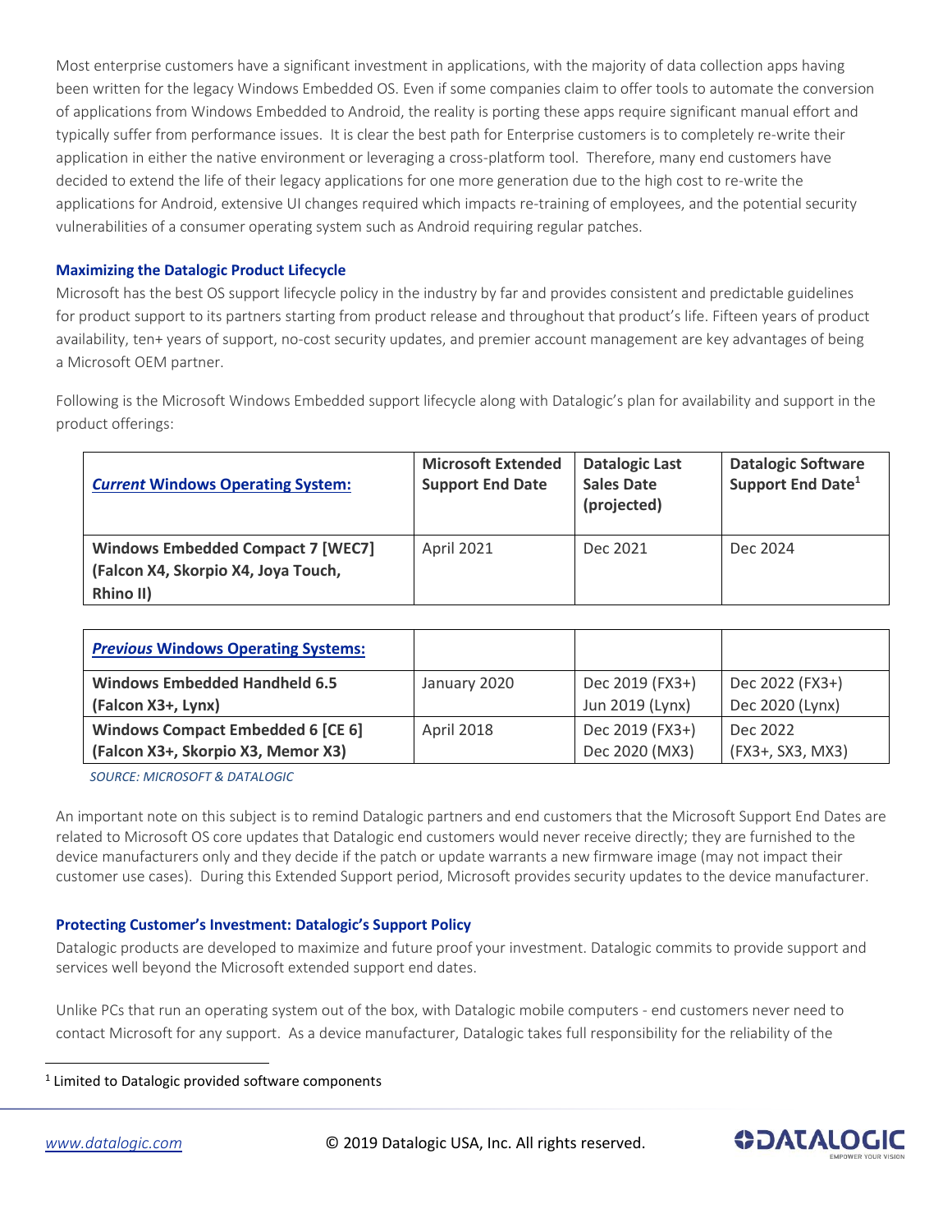Most enterprise customers have a significant investment in applications, with the majority of data collection apps having been written for the legacy Windows Embedded OS. Even if some companies claim to offer tools to automate the conversion of applications from Windows Embedded to Android, the reality is porting these apps require significant manual effort and typically suffer from performance issues. It is clear the best path for Enterprise customers is to completely re-write their application in either the native environment or leveraging a cross-platform tool. Therefore, many end customers have decided to extend the life of their legacy applications for one more generation due to the high cost to re-write the applications for Android, extensive UI changes required which impacts re-training of employees, and the potential security vulnerabilities of a consumer operating system such as Android requiring regular patches.

### Maximizing the Datalogic Product Lifecycle

Microsoft has the best OS support lifecycle policy in the industry by far and provides consistent and predictable guidelines for product support to its partners starting from product release and throughout that product's life. Fifteen years of product availability, ten+ years of support, no-cost security updates, and premier account management are key advantages of being a Microsoft OEM partner.

Following is the Microsoft Windows Embedded support lifecycle along with Datalogic's plan for availability and support in the product offerings:

| ***Current* Windows Operating System:** | **Microsoft Extended Support End Date** | **Datalogic Last Sales Date (projected)** | **Datalogic Software Support End Date[1]** |
|---|---|---|---|
| **Windows Embedded Compact 7 [WEC7] (Falcon X4, Skorpio X4, Joya Touch, Rhino II)** | April 2021 | Dec 2021 | Dec 2024 |

| ***Previous* Windows Operating Systems:** | | | |
|---|---|---|---|
| **Windows Embedded Handheld 6.5 (Falcon X3+, Lynx)** | January 2020 | Dec 2019 (FX3+)<br>Jun 2019 (Lynx) | Dec 2022 (FX3+)<br>Dec 2020 (Lynx) |
| **Windows Compact Embedded 6 [CE 6] (Falcon X3+, Skorpio X3, Memor X3)** | April 2018 | Dec 2019 (FX3+)<br>Dec 2020 (MX3) | Dec 2022<br>(FX3+, SX3, MX3) |

*SOURCE: MICROSOFT & DATALOGIC*

An important note on this subject is to remind Datalogic partners and end customers that the Microsoft Support End Dates are related to Microsoft OS core updates that Datalogic end customers would never receive directly; they are furnished to the device manufacturers only and they decide if the patch or update warrants a new firmware image (may not impact their customer use cases). During this Extended Support period, Microsoft provides security updates to the device manufacturer.

### Protecting Customer's Investment: Datalogic's Support Policy

Datalogic products are developed to maximize and future proof your investment. Datalogic commits to provide support and services well beyond the Microsoft extended support end dates.

Unlike PCs that run an operating system out of the box, with Datalogic mobile computers - end customers never need to contact Microsoft for any support. As a device manufacturer, Datalogic takes full responsibility for the reliability of the

[1] Limited to Datalogic provided software components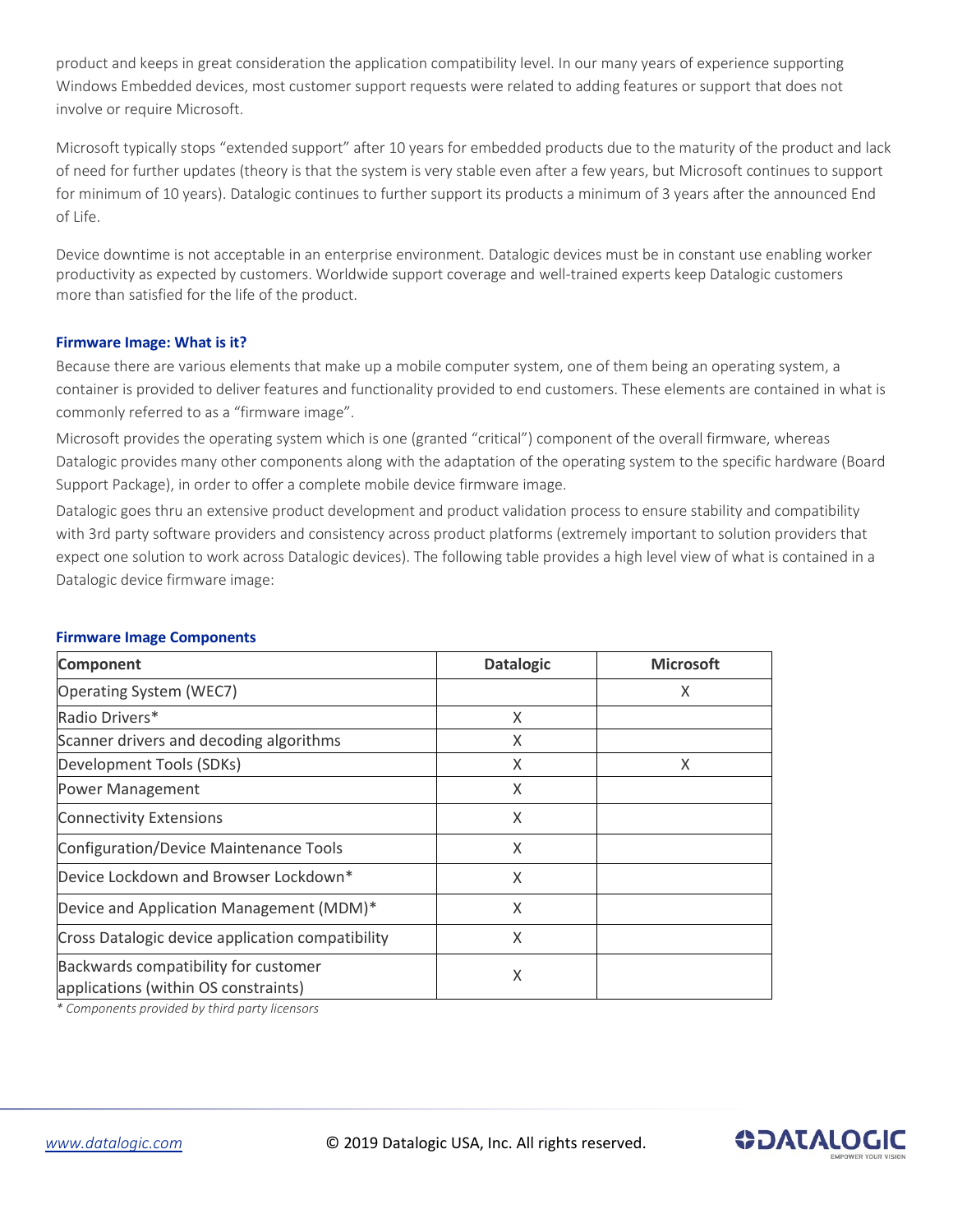product and keeps in great consideration the application compatibility level. In our many years of experience supporting Windows Embedded devices, most customer support requests were related to adding features or support that does not involve or require Microsoft.

Microsoft typically stops "extended support" after 10 years for embedded products due to the maturity of the product and lack of need for further updates (theory is that the system is very stable even after a few years, but Microsoft continues to support for minimum of 10 years). Datalogic continues to further support its products a minimum of 3 years after the announced End of Life.

Device downtime is not acceptable in an enterprise environment. Datalogic devices must be in constant use enabling worker productivity as expected by customers. Worldwide support coverage and well-trained experts keep Datalogic customers more than satisfied for the life of the product.

### Firmware Image: What is it?

Because there are various elements that make up a mobile computer system, one of them being an operating system, a container is provided to deliver features and functionality provided to end customers. These elements are contained in what is commonly referred to as a "firmware image".

Microsoft provides the operating system which is one (granted "critical") component of the overall firmware, whereas Datalogic provides many other components along with the adaptation of the operating system to the specific hardware (Board Support Package), in order to offer a complete mobile device firmware image.

Datalogic goes thru an extensive product development and product validation process to ensure stability and compatibility with 3rd party software providers and consistency across product platforms (extremely important to solution providers that expect one solution to work across Datalogic devices). The following table provides a high level view of what is contained in a Datalogic device firmware image:

### Firmware Image Components

| Component | Datalogic | Microsoft |
|---|---|---|
| Operating System (WEC7) | | X |
| Radio Drivers* | X | |
| Scanner drivers and decoding algorithms | X | |
| Development Tools (SDKs) | X | X |
| Power Management | X | |
| Connectivity Extensions | X | |
| Configuration/Device Maintenance Tools | X | |
| Device Lockdown and Browser Lockdown* | X | |
| Device and Application Management (MDM)* | X | |
| Cross Datalogic device application compatibility | X | |
| Backwards compatibility for customer applications (within OS constraints) | X | |

*\* Components provided by third party licensors*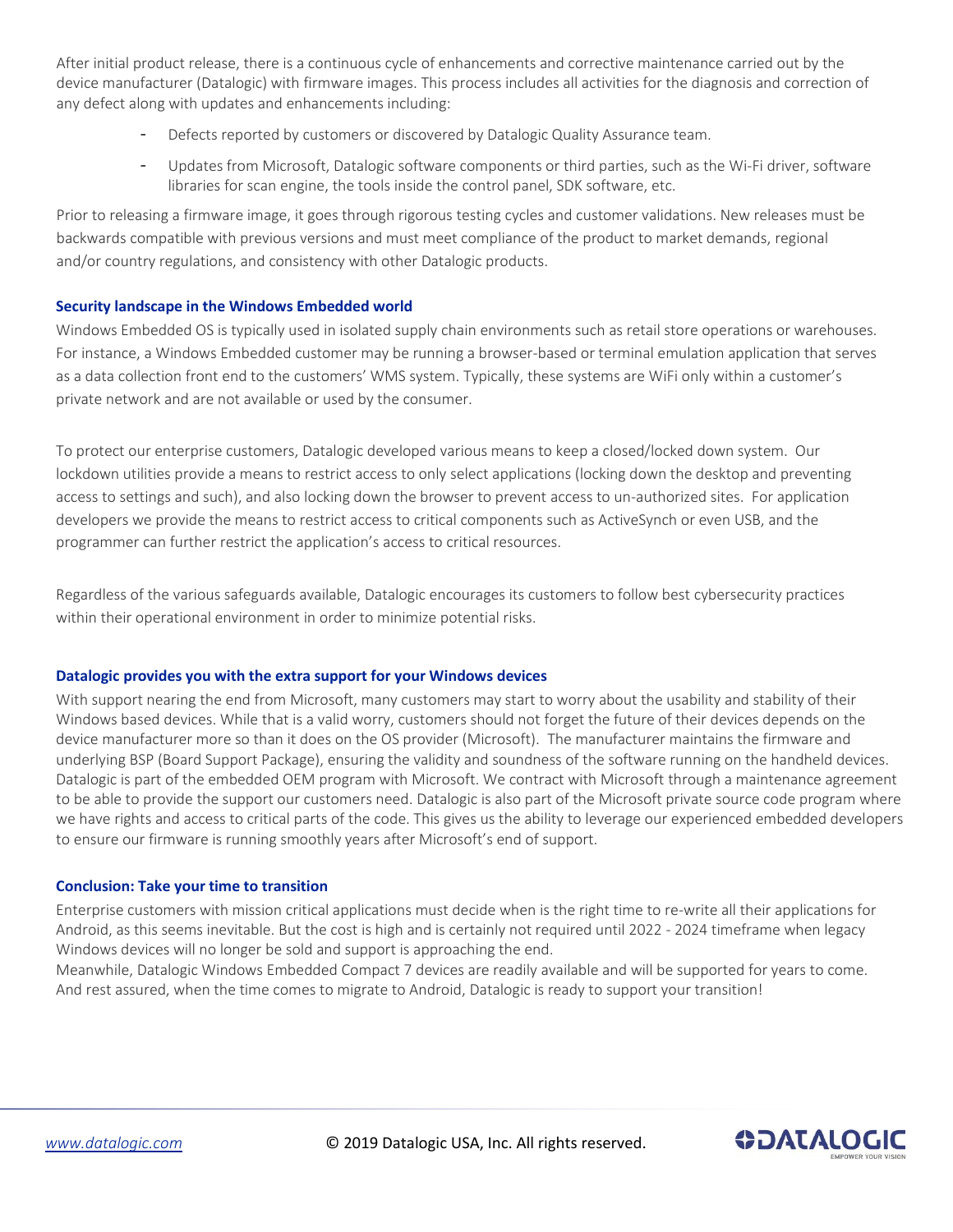After initial product release, there is a continuous cycle of enhancements and corrective maintenance carried out by the device manufacturer (Datalogic) with firmware images. This process includes all activities for the diagnosis and correction of any defect along with updates and enhancements including:

- Defects reported by customers or discovered by Datalogic Quality Assurance team.
- Updates from Microsoft, Datalogic software components or third parties, such as the Wi-Fi driver, software libraries for scan engine, the tools inside the control panel, SDK software, etc.

Prior to releasing a firmware image, it goes through rigorous testing cycles and customer validations. New releases must be backwards compatible with previous versions and must meet compliance of the product to market demands, regional and/or country regulations, and consistency with other Datalogic products.

### Security landscape in the Windows Embedded world

Windows Embedded OS is typically used in isolated supply chain environments such as retail store operations or warehouses. For instance, a Windows Embedded customer may be running a browser-based or terminal emulation application that serves as a data collection front end to the customers' WMS system. Typically, these systems are WiFi only within a customer's private network and are not available or used by the consumer.

To protect our enterprise customers, Datalogic developed various means to keep a closed/locked down system. Our lockdown utilities provide a means to restrict access to only select applications (locking down the desktop and preventing access to settings and such), and also locking down the browser to prevent access to un-authorized sites. For application developers we provide the means to restrict access to critical components such as ActiveSynch or even USB, and the programmer can further restrict the application's access to critical resources.

Regardless of the various safeguards available, Datalogic encourages its customers to follow best cybersecurity practices within their operational environment in order to minimize potential risks.

### Datalogic provides you with the extra support for your Windows devices

With support nearing the end from Microsoft, many customers may start to worry about the usability and stability of their Windows based devices. While that is a valid worry, customers should not forget the future of their devices depends on the device manufacturer more so than it does on the OS provider (Microsoft). The manufacturer maintains the firmware and underlying BSP (Board Support Package), ensuring the validity and soundness of the software running on the handheld devices. Datalogic is part of the embedded OEM program with Microsoft. We contract with Microsoft through a maintenance agreement to be able to provide the support our customers need. Datalogic is also part of the Microsoft private source code program where we have rights and access to critical parts of the code. This gives us the ability to leverage our experienced embedded developers to ensure our firmware is running smoothly years after Microsoft's end of support.

### Conclusion: Take your time to transition

Enterprise customers with mission critical applications must decide when is the right time to re-write all their applications for Android, as this seems inevitable. But the cost is high and is certainly not required until 2022 - 2024 timeframe when legacy Windows devices will no longer be sold and support is approaching the end.

Meanwhile, Datalogic Windows Embedded Compact 7 devices are readily available and will be supported for years to come. And rest assured, when the time comes to migrate to Android, Datalogic is ready to support your transition!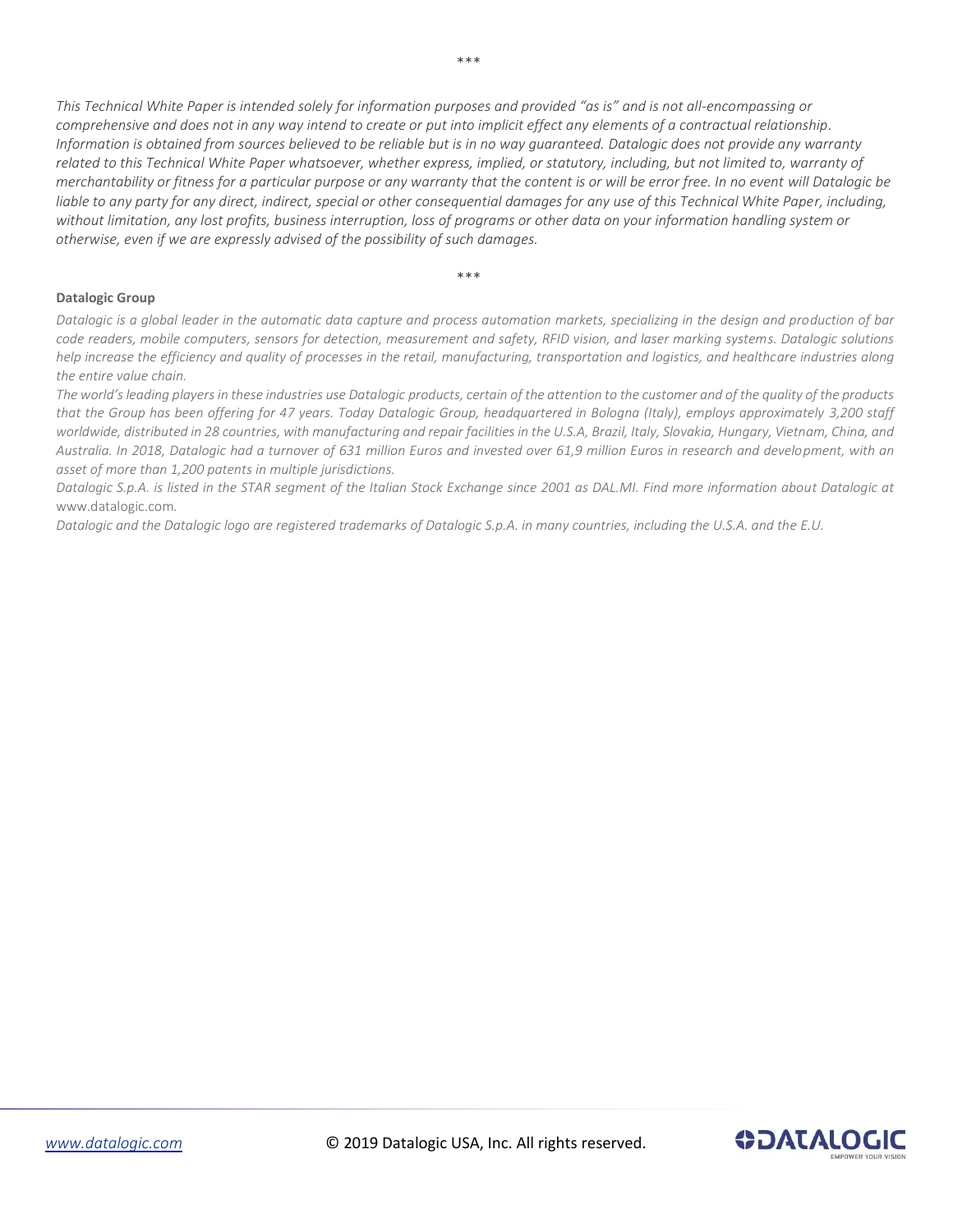\*\*\*

*This Technical White Paper is intended solely for information purposes and provided "as is" and is not all-encompassing or comprehensive and does not in any way intend to create or put into implicit effect any elements of a contractual relationship. Information is obtained from sources believed to be reliable but is in no way guaranteed. Datalogic does not provide any warranty related to this Technical White Paper whatsoever, whether express, implied, or statutory, including, but not limited to, warranty of merchantability or fitness for a particular purpose or any warranty that the content is or will be error free. In no event will Datalogic be liable to any party for any direct, indirect, special or other consequential damages for any use of this Technical White Paper, including, without limitation, any lost profits, business interruption, loss of programs or other data on your information handling system or otherwise, even if we are expressly advised of the possibility of such damages.*

\*\*\*

**Datalogic Group**

*Datalogic is a global leader in the automatic data capture and process automation markets, specializing in the design and production of bar code readers, mobile computers, sensors for detection, measurement and safety, RFID vision, and laser marking systems. Datalogic solutions help increase the efficiency and quality of processes in the retail, manufacturing, transportation and logistics, and healthcare industries along the entire value chain.*

*The world's leading players in these industries use Datalogic products, certain of the attention to the customer and of the quality of the products that the Group has been offering for 47 years. Today Datalogic Group, headquartered in Bologna (Italy), employs approximately 3,200 staff worldwide, distributed in 28 countries, with manufacturing and repair facilities in the U.S.A, Brazil, Italy, Slovakia, Hungary, Vietnam, China, and Australia. In 2018, Datalogic had a turnover of 631 million Euros and invested over 61,9 million Euros in research and development, with an asset of more than 1,200 patents in multiple jurisdictions.*

*Datalogic S.p.A. is listed in the STAR segment of the Italian Stock Exchange since 2001 as DAL.MI. Find more information about Datalogic at* www.datalogic.com*.*

*Datalogic and the Datalogic logo are registered trademarks of Datalogic S.p.A. in many countries, including the U.S.A. and the E.U.*

www.datalogic.com © 2019 Datalogic USA, Inc. All rights reserved.